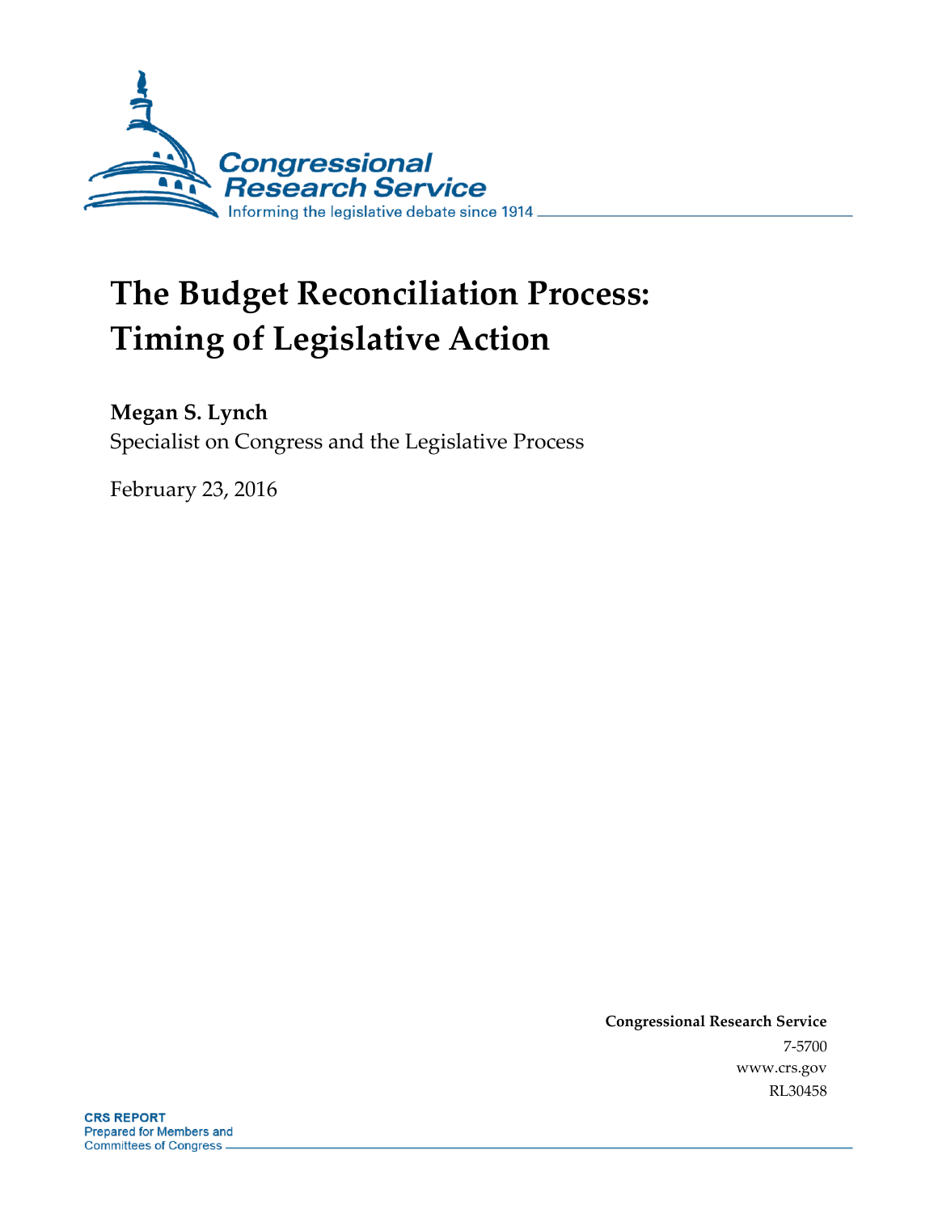Congressional Research Service

Informing the legislative debate since 1914

# The Budget Reconciliation Process: Timing of Legislative Action

**Megan S. Lynch**

Specialist on Congress and the Legislative Process

February 23, 2016

**Congressional Research Service**

7-5700

www.crs.gov

RL30458

**CRS REPORT**

Prepared for Members and Committees of Congress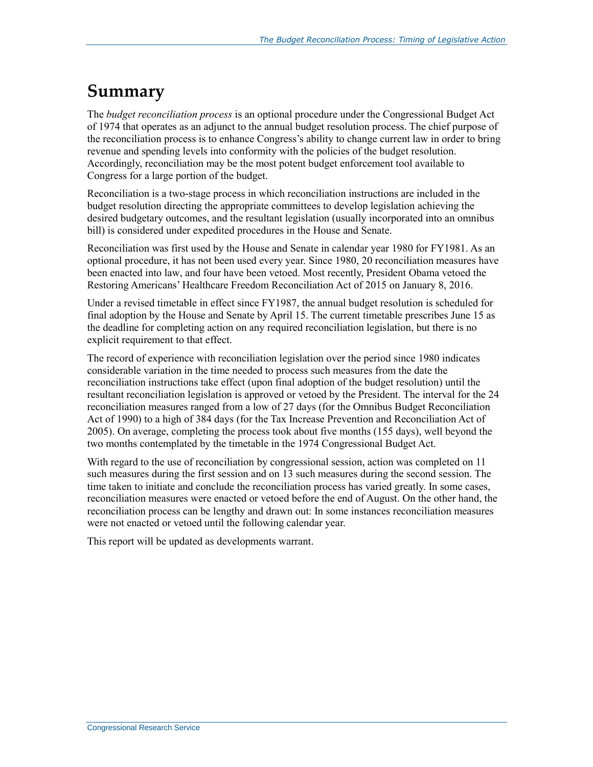# Summary

The *budget reconciliation process* is an optional procedure under the Congressional Budget Act of 1974 that operates as an adjunct to the annual budget resolution process. The chief purpose of the reconciliation process is to enhance Congress's ability to change current law in order to bring revenue and spending levels into conformity with the policies of the budget resolution. Accordingly, reconciliation may be the most potent budget enforcement tool available to Congress for a large portion of the budget.

Reconciliation is a two-stage process in which reconciliation instructions are included in the budget resolution directing the appropriate committees to develop legislation achieving the desired budgetary outcomes, and the resultant legislation (usually incorporated into an omnibus bill) is considered under expedited procedures in the House and Senate.

Reconciliation was first used by the House and Senate in calendar year 1980 for FY1981. As an optional procedure, it has not been used every year. Since 1980, 20 reconciliation measures have been enacted into law, and four have been vetoed. Most recently, President Obama vetoed the Restoring Americans' Healthcare Freedom Reconciliation Act of 2015 on January 8, 2016.

Under a revised timetable in effect since FY1987, the annual budget resolution is scheduled for final adoption by the House and Senate by April 15. The current timetable prescribes June 15 as the deadline for completing action on any required reconciliation legislation, but there is no explicit requirement to that effect.

The record of experience with reconciliation legislation over the period since 1980 indicates considerable variation in the time needed to process such measures from the date the reconciliation instructions take effect (upon final adoption of the budget resolution) until the resultant reconciliation legislation is approved or vetoed by the President. The interval for the 24 reconciliation measures ranged from a low of 27 days (for the Omnibus Budget Reconciliation Act of 1990) to a high of 384 days (for the Tax Increase Prevention and Reconciliation Act of 2005). On average, completing the process took about five months (155 days), well beyond the two months contemplated by the timetable in the 1974 Congressional Budget Act.

With regard to the use of reconciliation by congressional session, action was completed on 11 such measures during the first session and on 13 such measures during the second session. The time taken to initiate and conclude the reconciliation process has varied greatly. In some cases, reconciliation measures were enacted or vetoed before the end of August. On the other hand, the reconciliation process can be lengthy and drawn out: In some instances reconciliation measures were not enacted or vetoed until the following calendar year.

This report will be updated as developments warrant.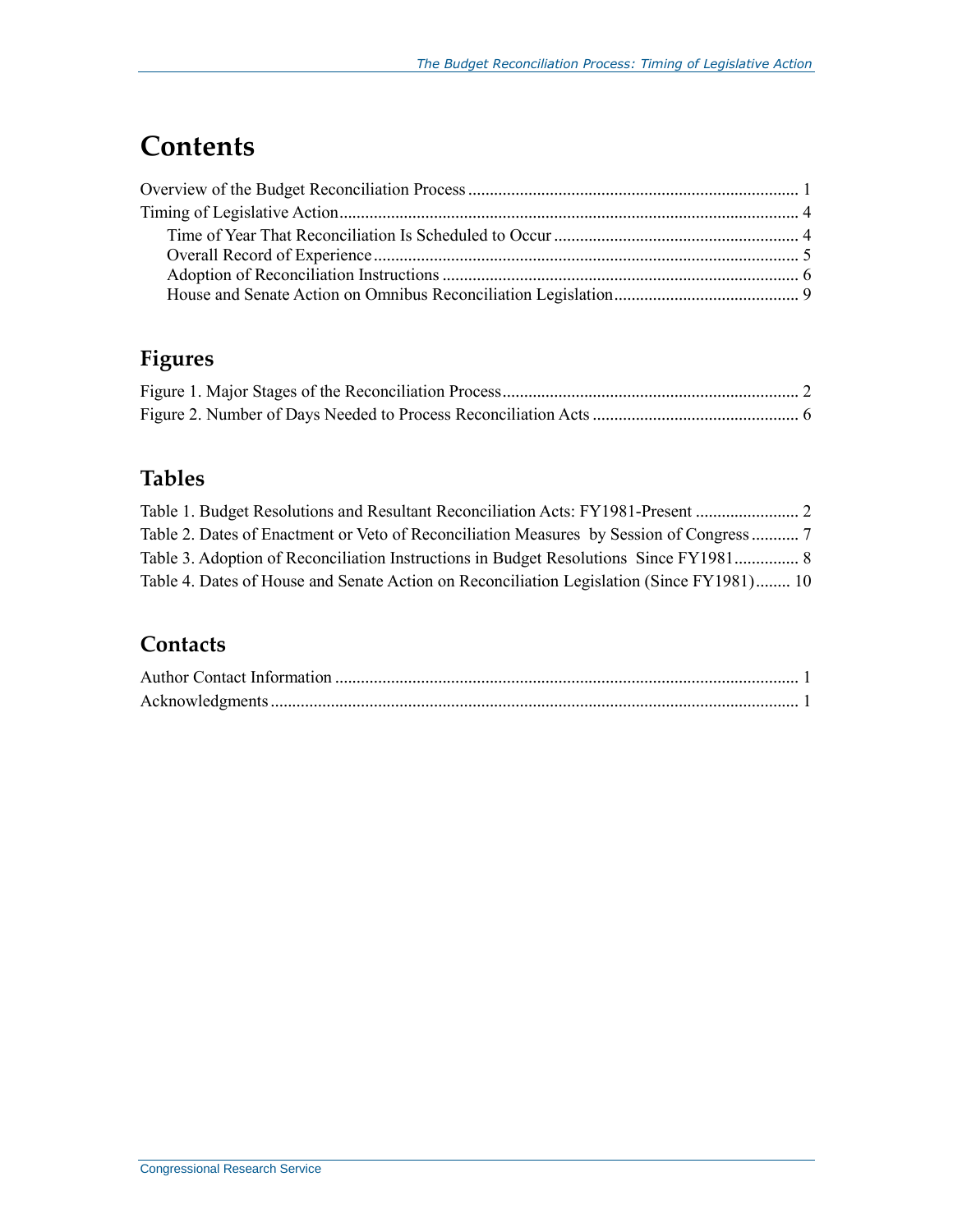# Contents

Overview of the Budget Reconciliation Process ............................................................................ 1
Timing of Legislative Action .......................................................................................................... 4
Time of Year That Reconciliation Is Scheduled to Occur ......................................................... 4
Overall Record of Experience .................................................................................................. 5
Adoption of Reconciliation Instructions .................................................................................. 6
House and Senate Action on Omnibus Reconciliation Legislation ........................................... 9

## Figures

Figure 1. Major Stages of the Reconciliation Process .................................................................... 2
Figure 2. Number of Days Needed to Process Reconciliation Acts ................................................ 6

## Tables

Table 1. Budget Resolutions and Resultant Reconciliation Acts: FY1981-Present ........................ 2
Table 2. Dates of Enactment or Veto of Reconciliation Measures by Session of Congress ........... 7
Table 3. Adoption of Reconciliation Instructions in Budget Resolutions Since FY1981 ............... 8
Table 4. Dates of House and Senate Action on Reconciliation Legislation (Since FY1981) ........ 10

## Contacts

Author Contact Information ........................................................................................................... 1
Acknowledgments .......................................................................................................................... 1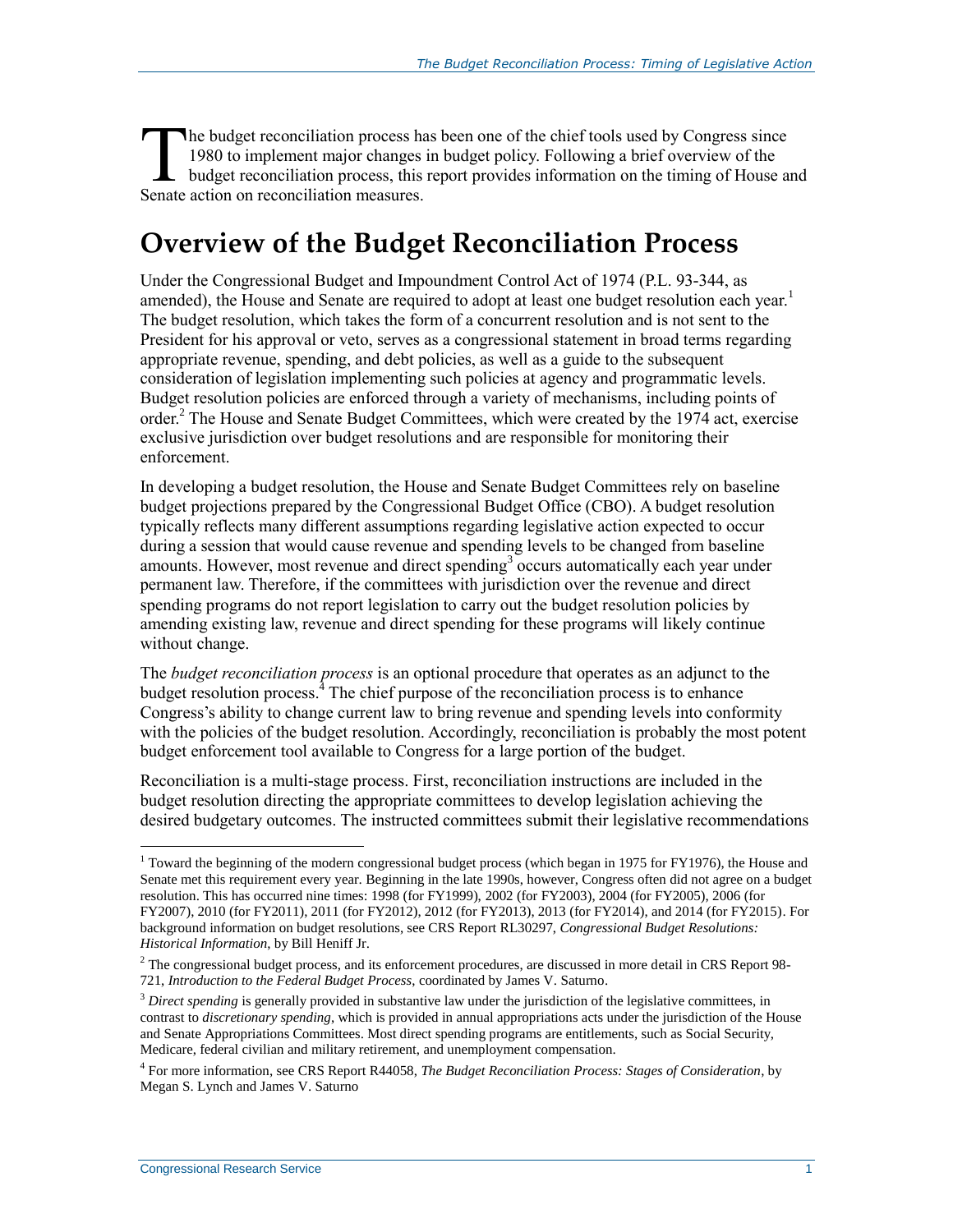The budget reconciliation process has been one of the chief tools used by Congress since 1980 to implement major changes in budget policy. Following a brief overview of the budget reconciliation process, this report provides information on the timing of House and Senate action on reconciliation measures.

# Overview of the Budget Reconciliation Process

Under the Congressional Budget and Impoundment Control Act of 1974 (P.L. 93-344, as amended), the House and Senate are required to adopt at least one budget resolution each year.[1] The budget resolution, which takes the form of a concurrent resolution and is not sent to the President for his approval or veto, serves as a congressional statement in broad terms regarding appropriate revenue, spending, and debt policies, as well as a guide to the subsequent consideration of legislation implementing such policies at agency and programmatic levels. Budget resolution policies are enforced through a variety of mechanisms, including points of order.[2] The House and Senate Budget Committees, which were created by the 1974 act, exercise exclusive jurisdiction over budget resolutions and are responsible for monitoring their enforcement.

In developing a budget resolution, the House and Senate Budget Committees rely on baseline budget projections prepared by the Congressional Budget Office (CBO). A budget resolution typically reflects many different assumptions regarding legislative action expected to occur during a session that would cause revenue and spending levels to be changed from baseline amounts. However, most revenue and direct spending[3] occurs automatically each year under permanent law. Therefore, if the committees with jurisdiction over the revenue and direct spending programs do not report legislation to carry out the budget resolution policies by amending existing law, revenue and direct spending for these programs will likely continue without change.

The *budget reconciliation process* is an optional procedure that operates as an adjunct to the budget resolution process.[4] The chief purpose of the reconciliation process is to enhance Congress's ability to change current law to bring revenue and spending levels into conformity with the policies of the budget resolution. Accordingly, reconciliation is probably the most potent budget enforcement tool available to Congress for a large portion of the budget.

Reconciliation is a multi-stage process. First, reconciliation instructions are included in the budget resolution directing the appropriate committees to develop legislation achieving the desired budgetary outcomes. The instructed committees submit their legislative recommendations

---

[1] Toward the beginning of the modern congressional budget process (which began in 1975 for FY1976), the House and Senate met this requirement every year. Beginning in the late 1990s, however, Congress often did not agree on a budget resolution. This has occurred nine times: 1998 (for FY1999), 2002 (for FY2003), 2004 (for FY2005), 2006 (for FY2007), 2010 (for FY2011), 2011 (for FY2012), 2012 (for FY2013), 2013 (for FY2014), and 2014 (for FY2015). For background information on budget resolutions, see CRS Report RL30297, *Congressional Budget Resolutions: Historical Information*, by Bill Heniff Jr.

[2] The congressional budget process, and its enforcement procedures, are discussed in more detail in CRS Report 98-721, *Introduction to the Federal Budget Process*, coordinated by James V. Saturno.

[3] *Direct spending* is generally provided in substantive law under the jurisdiction of the legislative committees, in contrast to *discretionary spending*, which is provided in annual appropriations acts under the jurisdiction of the House and Senate Appropriations Committees. Most direct spending programs are entitlements, such as Social Security, Medicare, federal civilian and military retirement, and unemployment compensation.

[4] For more information, see CRS Report R44058, *The Budget Reconciliation Process: Stages of Consideration*, by Megan S. Lynch and James V. Saturno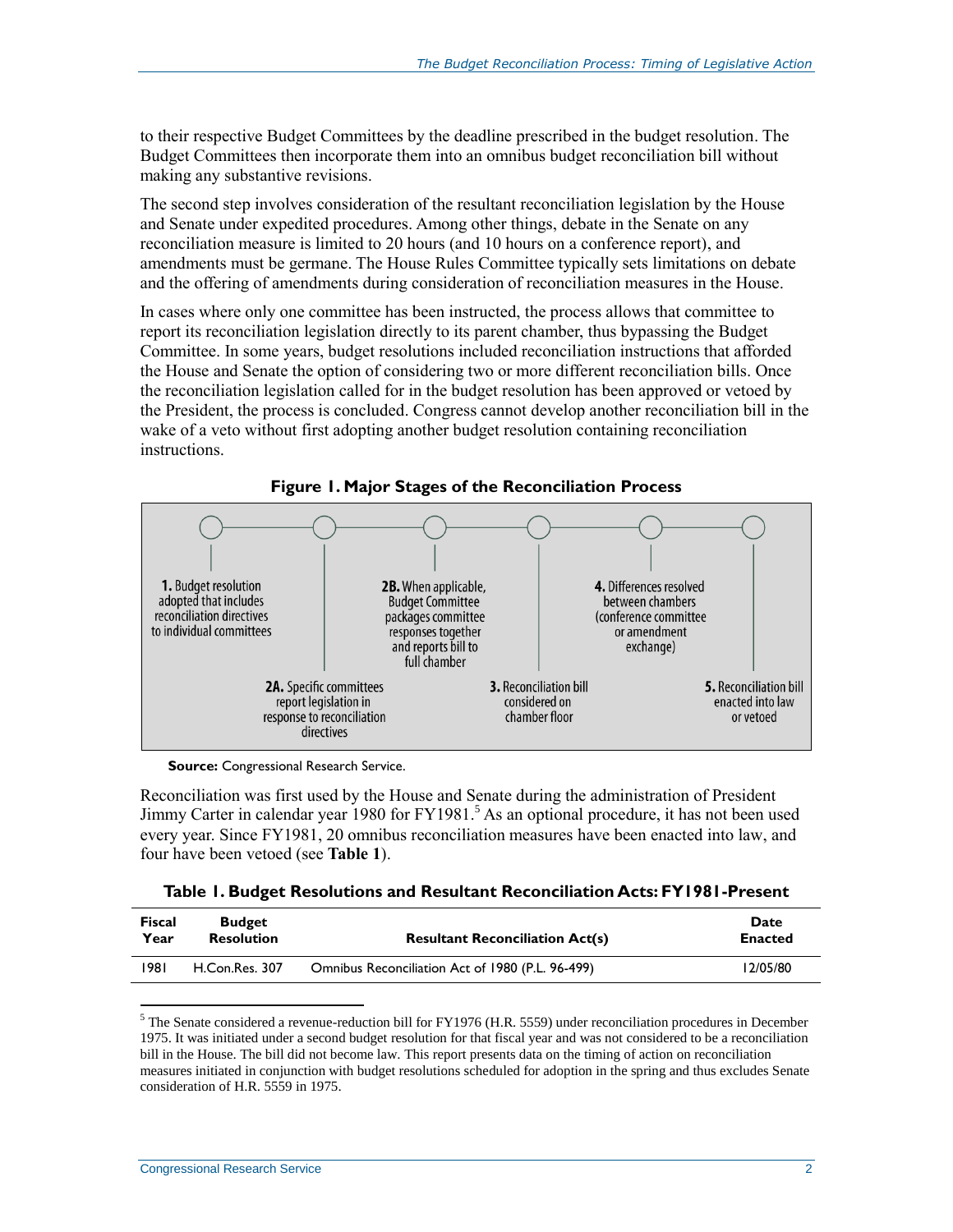to their respective Budget Committees by the deadline prescribed in the budget resolution. The Budget Committees then incorporate them into an omnibus budget reconciliation bill without making any substantive revisions.

The second step involves consideration of the resultant reconciliation legislation by the House and Senate under expedited procedures. Among other things, debate in the Senate on any reconciliation measure is limited to 20 hours (and 10 hours on a conference report), and amendments must be germane. The House Rules Committee typically sets limitations on debate and the offering of amendments during consideration of reconciliation measures in the House.

In cases where only one committee has been instructed, the process allows that committee to report its reconciliation legislation directly to its parent chamber, thus bypassing the Budget Committee. In some years, budget resolutions included reconciliation instructions that afforded the House and Senate the option of considering two or more different reconciliation bills. Once the reconciliation legislation called for in the budget resolution has been approved or vetoed by the President, the process is concluded. Congress cannot develop another reconciliation bill in the wake of a veto without first adopting another budget resolution containing reconciliation instructions.

**Figure 1. Major Stages of the Reconciliation Process**

**1.** Budget resolution adopted that includes reconciliation directives to individual committees

**2A.** Specific committees report legislation in response to reconciliation directives

**2B.** When applicable, Budget Committee packages committee responses together and reports bill to full chamber

**3.** Reconciliation bill considered on chamber floor

**4.** Differences resolved between chambers (conference committee or amendment exchange)

**5.** Reconciliation bill enacted into law or vetoed

**Source:** Congressional Research Service.

Reconciliation was first used by the House and Senate during the administration of President Jimmy Carter in calendar year 1980 for FY1981.[5] As an optional procedure, it has not been used every year. Since FY1981, 20 omnibus reconciliation measures have been enacted into law, and four have been vetoed (see **Table 1**).

**Table 1. Budget Resolutions and Resultant Reconciliation Acts: FY1981-Present**

| Fiscal Year | Budget Resolution | Resultant Reconciliation Act(s) | Date Enacted |
|---|---|---|---|
| 1981 | H.Con.Res. 307 | Omnibus Reconciliation Act of 1980 (P.L. 96-499) | 12/05/80 |

[5] The Senate considered a revenue-reduction bill for FY1976 (H.R. 5559) under reconciliation procedures in December 1975. It was initiated under a second budget resolution for that fiscal year and was not considered to be a reconciliation bill in the House. The bill did not become law. This report presents data on the timing of action on reconciliation measures initiated in conjunction with budget resolutions scheduled for adoption in the spring and thus excludes Senate consideration of H.R. 5559 in 1975.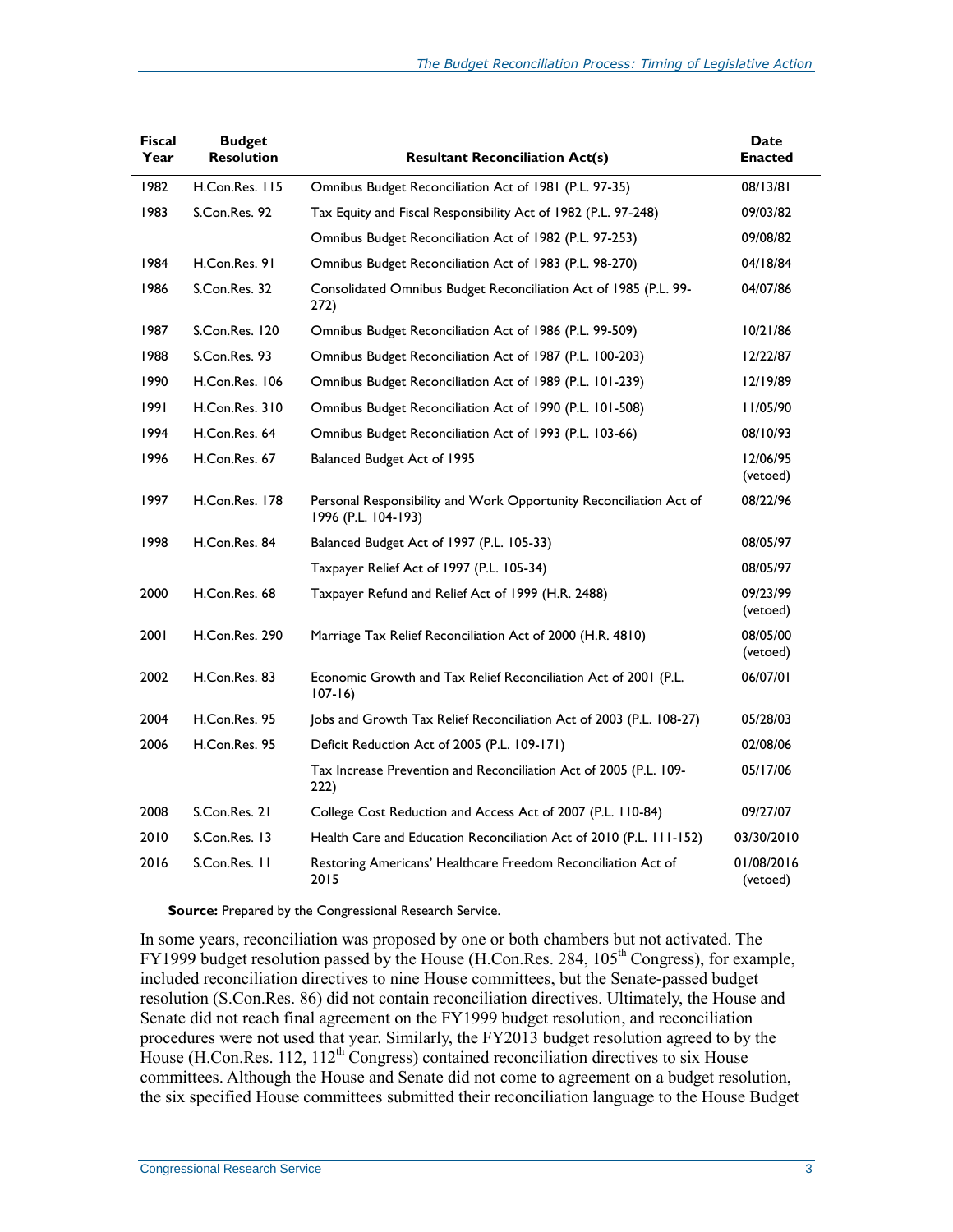| Fiscal Year | Budget Resolution | Resultant Reconciliation Act(s) | Date Enacted |
|---|---|---|---|
| 1982 | H.Con.Res. 115 | Omnibus Budget Reconciliation Act of 1981 (P.L. 97-35) | 08/13/81 |
| 1983 | S.Con.Res. 92 | Tax Equity and Fiscal Responsibility Act of 1982 (P.L. 97-248) | 09/03/82 |
| | | Omnibus Budget Reconciliation Act of 1982 (P.L. 97-253) | 09/08/82 |
| 1984 | H.Con.Res. 91 | Omnibus Budget Reconciliation Act of 1983 (P.L. 98-270) | 04/18/84 |
| 1986 | S.Con.Res. 32 | Consolidated Omnibus Budget Reconciliation Act of 1985 (P.L. 99-272) | 04/07/86 |
| 1987 | S.Con.Res. 120 | Omnibus Budget Reconciliation Act of 1986 (P.L. 99-509) | 10/21/86 |
| 1988 | S.Con.Res. 93 | Omnibus Budget Reconciliation Act of 1987 (P.L. 100-203) | 12/22/87 |
| 1990 | H.Con.Res. 106 | Omnibus Budget Reconciliation Act of 1989 (P.L. 101-239) | 12/19/89 |
| 1991 | H.Con.Res. 310 | Omnibus Budget Reconciliation Act of 1990 (P.L. 101-508) | 11/05/90 |
| 1994 | H.Con.Res. 64 | Omnibus Budget Reconciliation Act of 1993 (P.L. 103-66) | 08/10/93 |
| 1996 | H.Con.Res. 67 | Balanced Budget Act of 1995 | 12/06/95 (vetoed) |
| 1997 | H.Con.Res. 178 | Personal Responsibility and Work Opportunity Reconciliation Act of 1996 (P.L. 104-193) | 08/22/96 |
| 1998 | H.Con.Res. 84 | Balanced Budget Act of 1997 (P.L. 105-33) | 08/05/97 |
| | | Taxpayer Relief Act of 1997 (P.L. 105-34) | 08/05/97 |
| 2000 | H.Con.Res. 68 | Taxpayer Refund and Relief Act of 1999 (H.R. 2488) | 09/23/99 (vetoed) |
| 2001 | H.Con.Res. 290 | Marriage Tax Relief Reconciliation Act of 2000 (H.R. 4810) | 08/05/00 (vetoed) |
| 2002 | H.Con.Res. 83 | Economic Growth and Tax Relief Reconciliation Act of 2001 (P.L. 107-16) | 06/07/01 |
| 2004 | H.Con.Res. 95 | Jobs and Growth Tax Relief Reconciliation Act of 2003 (P.L. 108-27) | 05/28/03 |
| 2006 | H.Con.Res. 95 | Deficit Reduction Act of 2005 (P.L. 109-171) | 02/08/06 |
| | | Tax Increase Prevention and Reconciliation Act of 2005 (P.L. 109-222) | 05/17/06 |
| 2008 | S.Con.Res. 21 | College Cost Reduction and Access Act of 2007 (P.L. 110-84) | 09/27/07 |
| 2010 | S.Con.Res. 13 | Health Care and Education Reconciliation Act of 2010 (P.L. 111-152) | 03/30/2010 |
| 2016 | S.Con.Res. 11 | Restoring Americans' Healthcare Freedom Reconciliation Act of 2015 | 01/08/2016 (vetoed) |

**Source:** Prepared by the Congressional Research Service.

In some years, reconciliation was proposed by one or both chambers but not activated. The FY1999 budget resolution passed by the House (H.Con.Res. 284, 105th Congress), for example, included reconciliation directives to nine House committees, but the Senate-passed budget resolution (S.Con.Res. 86) did not contain reconciliation directives. Ultimately, the House and Senate did not reach final agreement on the FY1999 budget resolution, and reconciliation procedures were not used that year. Similarly, the FY2013 budget resolution agreed to by the House (H.Con.Res. 112, 112th Congress) contained reconciliation directives to six House committees. Although the House and Senate did not come to agreement on a budget resolution, the six specified House committees submitted their reconciliation language to the House Budget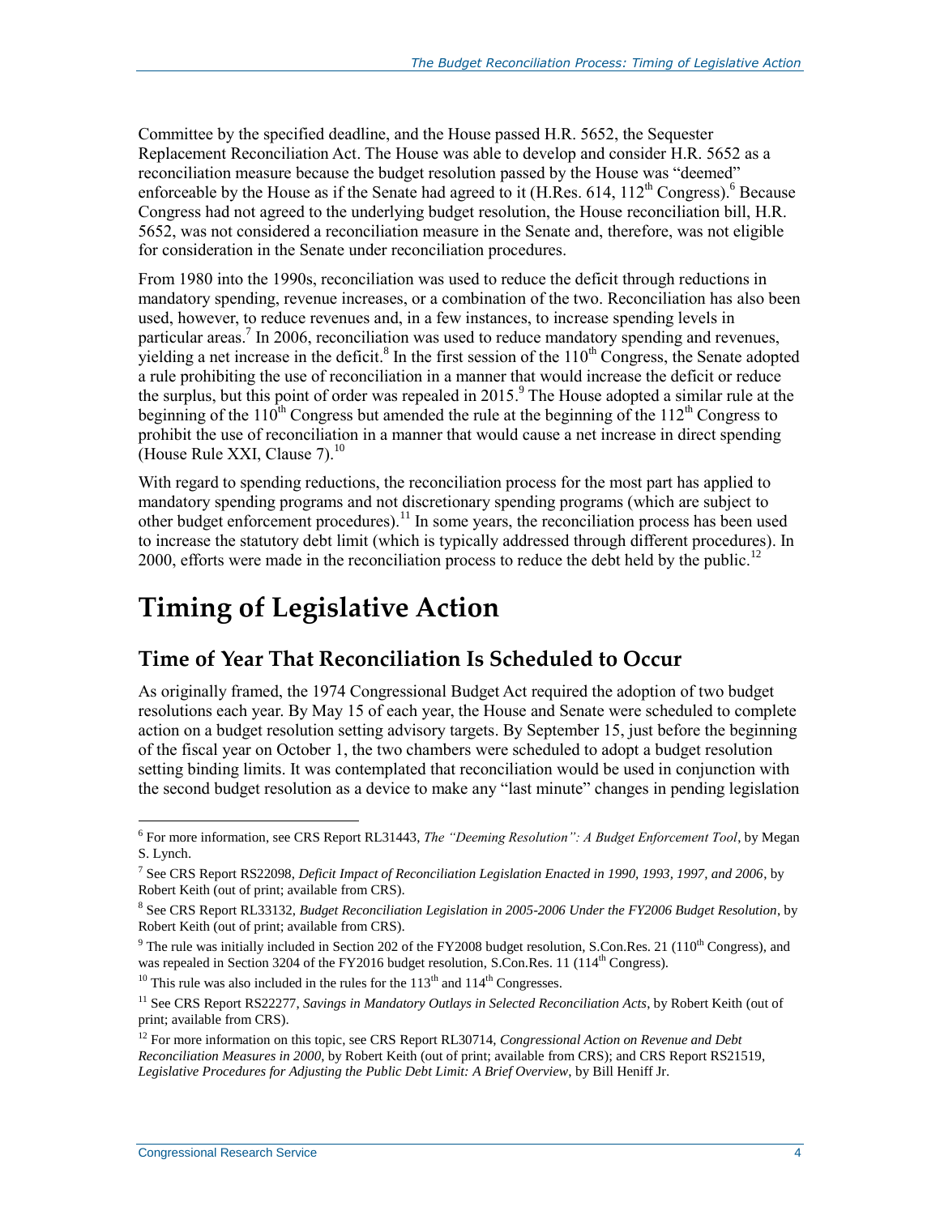Committee by the specified deadline, and the House passed H.R. 5652, the Sequester Replacement Reconciliation Act. The House was able to develop and consider H.R. 5652 as a reconciliation measure because the budget resolution passed by the House was "deemed" enforceable by the House as if the Senate had agreed to it (H.Res. 614, 112th Congress).[6] Because Congress had not agreed to the underlying budget resolution, the House reconciliation bill, H.R. 5652, was not considered a reconciliation measure in the Senate and, therefore, was not eligible for consideration in the Senate under reconciliation procedures.

From 1980 into the 1990s, reconciliation was used to reduce the deficit through reductions in mandatory spending, revenue increases, or a combination of the two. Reconciliation has also been used, however, to reduce revenues and, in a few instances, to increase spending levels in particular areas.[7] In 2006, reconciliation was used to reduce mandatory spending and revenues, yielding a net increase in the deficit.[8] In the first session of the 110th Congress, the Senate adopted a rule prohibiting the use of reconciliation in a manner that would increase the deficit or reduce the surplus, but this point of order was repealed in 2015.[9] The House adopted a similar rule at the beginning of the 110th Congress but amended the rule at the beginning of the 112th Congress to prohibit the use of reconciliation in a manner that would cause a net increase in direct spending (House Rule XXI, Clause 7).[10]

With regard to spending reductions, the reconciliation process for the most part has applied to mandatory spending programs and not discretionary spending programs (which are subject to other budget enforcement procedures).[11] In some years, the reconciliation process has been used to increase the statutory debt limit (which is typically addressed through different procedures). In 2000, efforts were made in the reconciliation process to reduce the debt held by the public.[12]

# Timing of Legislative Action

## Time of Year That Reconciliation Is Scheduled to Occur

As originally framed, the 1974 Congressional Budget Act required the adoption of two budget resolutions each year. By May 15 of each year, the House and Senate were scheduled to complete action on a budget resolution setting advisory targets. By September 15, just before the beginning of the fiscal year on October 1, the two chambers were scheduled to adopt a budget resolution setting binding limits. It was contemplated that reconciliation would be used in conjunction with the second budget resolution as a device to make any "last minute" changes in pending legislation

---

[6] For more information, see CRS Report RL31443, *The "Deeming Resolution": A Budget Enforcement Tool*, by Megan S. Lynch.

[7] See CRS Report RS22098, *Deficit Impact of Reconciliation Legislation Enacted in 1990, 1993, 1997, and 2006*, by Robert Keith (out of print; available from CRS).

[8] See CRS Report RL33132, *Budget Reconciliation Legislation in 2005-2006 Under the FY2006 Budget Resolution*, by Robert Keith (out of print; available from CRS).

[9] The rule was initially included in Section 202 of the FY2008 budget resolution, S.Con.Res. 21 (110th Congress), and was repealed in Section 3204 of the FY2016 budget resolution, S.Con.Res. 11 (114th Congress).

[10] This rule was also included in the rules for the 113th and 114th Congresses.

[11] See CRS Report RS22277, *Savings in Mandatory Outlays in Selected Reconciliation Acts*, by Robert Keith (out of print; available from CRS).

[12] For more information on this topic, see CRS Report RL30714, *Congressional Action on Revenue and Debt Reconciliation Measures in 2000*, by Robert Keith (out of print; available from CRS); and CRS Report RS21519, *Legislative Procedures for Adjusting the Public Debt Limit: A Brief Overview*, by Bill Heniff Jr.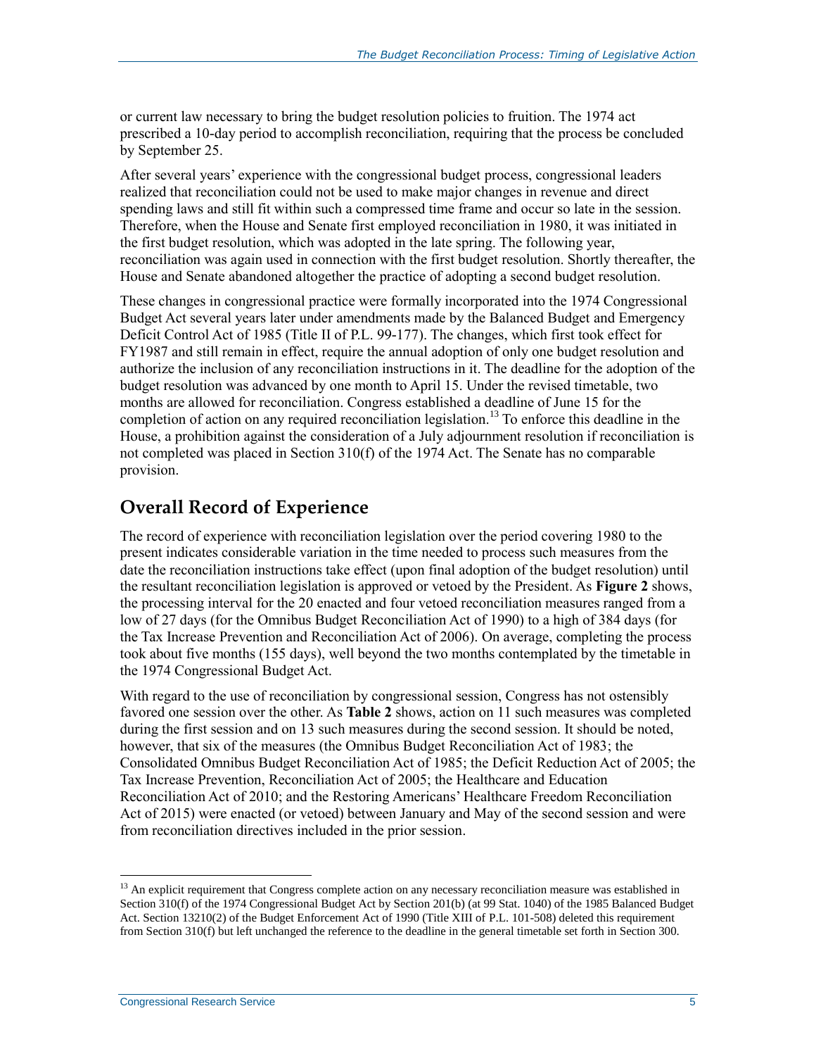or current law necessary to bring the budget resolution policies to fruition. The 1974 act prescribed a 10-day period to accomplish reconciliation, requiring that the process be concluded by September 25.

After several years' experience with the congressional budget process, congressional leaders realized that reconciliation could not be used to make major changes in revenue and direct spending laws and still fit within such a compressed time frame and occur so late in the session. Therefore, when the House and Senate first employed reconciliation in 1980, it was initiated in the first budget resolution, which was adopted in the late spring. The following year, reconciliation was again used in connection with the first budget resolution. Shortly thereafter, the House and Senate abandoned altogether the practice of adopting a second budget resolution.

These changes in congressional practice were formally incorporated into the 1974 Congressional Budget Act several years later under amendments made by the Balanced Budget and Emergency Deficit Control Act of 1985 (Title II of P.L. 99-177). The changes, which first took effect for FY1987 and still remain in effect, require the annual adoption of only one budget resolution and authorize the inclusion of any reconciliation instructions in it. The deadline for the adoption of the budget resolution was advanced by one month to April 15. Under the revised timetable, two months are allowed for reconciliation. Congress established a deadline of June 15 for the completion of action on any required reconciliation legislation.[13] To enforce this deadline in the House, a prohibition against the consideration of a July adjournment resolution if reconciliation is not completed was placed in Section 310(f) of the 1974 Act. The Senate has no comparable provision.

## Overall Record of Experience

The record of experience with reconciliation legislation over the period covering 1980 to the present indicates considerable variation in the time needed to process such measures from the date the reconciliation instructions take effect (upon final adoption of the budget resolution) until the resultant reconciliation legislation is approved or vetoed by the President. As **Figure 2** shows, the processing interval for the 20 enacted and four vetoed reconciliation measures ranged from a low of 27 days (for the Omnibus Budget Reconciliation Act of 1990) to a high of 384 days (for the Tax Increase Prevention and Reconciliation Act of 2006). On average, completing the process took about five months (155 days), well beyond the two months contemplated by the timetable in the 1974 Congressional Budget Act.

With regard to the use of reconciliation by congressional session, Congress has not ostensibly favored one session over the other. As **Table 2** shows, action on 11 such measures was completed during the first session and on 13 such measures during the second session. It should be noted, however, that six of the measures (the Omnibus Budget Reconciliation Act of 1983; the Consolidated Omnibus Budget Reconciliation Act of 1985; the Deficit Reduction Act of 2005; the Tax Increase Prevention, Reconciliation Act of 2005; the Healthcare and Education Reconciliation Act of 2010; and the Restoring Americans' Healthcare Freedom Reconciliation Act of 2015) were enacted (or vetoed) between January and May of the second session and were from reconciliation directives included in the prior session.

[13] An explicit requirement that Congress complete action on any necessary reconciliation measure was established in Section 310(f) of the 1974 Congressional Budget Act by Section 201(b) (at 99 Stat. 1040) of the 1985 Balanced Budget Act. Section 13210(2) of the Budget Enforcement Act of 1990 (Title XIII of P.L. 101-508) deleted this requirement from Section 310(f) but left unchanged the reference to the deadline in the general timetable set forth in Section 300.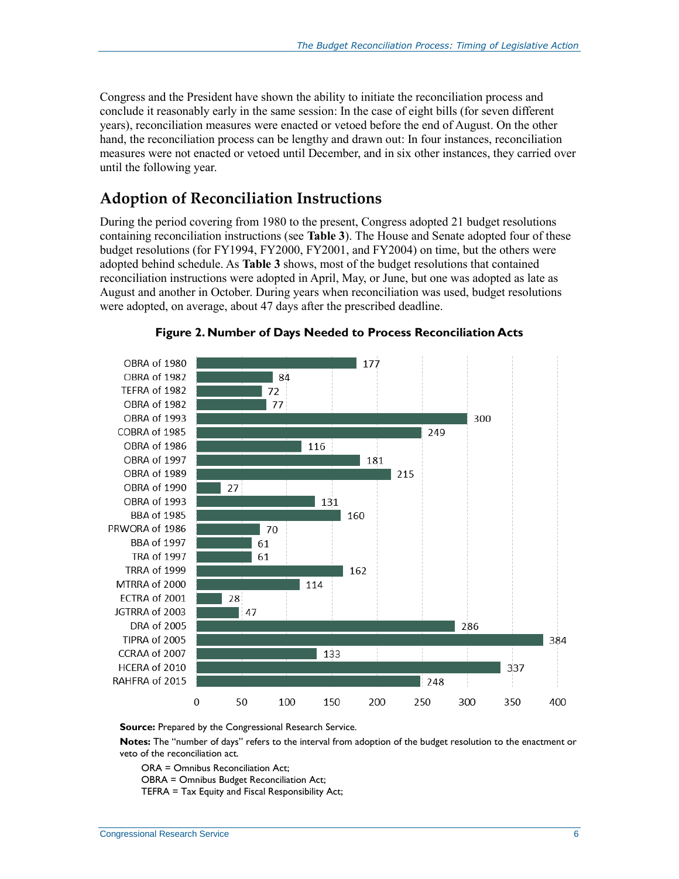Congress and the President have shown the ability to initiate the reconciliation process and conclude it reasonably early in the same session: In the case of eight bills (for seven different years), reconciliation measures were enacted or vetoed before the end of August. On the other hand, the reconciliation process can be lengthy and drawn out: In four instances, reconciliation measures were not enacted or vetoed until December, and in six other instances, they carried over until the following year.

## Adoption of Reconciliation Instructions

During the period covering from 1980 to the present, Congress adopted 21 budget resolutions containing reconciliation instructions (see **Table 3**). The House and Senate adopted four of these budget resolutions (for FY1994, FY2000, FY2001, and FY2004) on time, but the others were adopted behind schedule. As **Table 3** shows, most of the budget resolutions that contained reconciliation instructions were adopted in April, May, or June, but one was adopted as late as August and another in October. During years when reconciliation was used, budget resolutions were adopted, on average, about 47 days after the prescribed deadline.

**Figure 2. Number of Days Needed to Process Reconciliation Acts**

| Act | Number of Days |
|---|---|
| OBRA of 1980 | 177 |
| OBRA of 1982 | 84 |
| TEFRA of 1982 | 72 |
| OBRA of 1982 | 77 |
| OBRA of 1993 | 300 |
| COBRA of 1985 | 249 |
| OBRA of 1986 | 116 |
| OBRA of 1997 | 181 |
| OBRA of 1989 | 215 |
| OBRA of 1990 | 27 |
| OBRA of 1993 | 131 |
| BBA of 1985 | 160 |
| PRWORA of 1986 | 70 |
| BBA of 1997 | 61 |
| TRA of 1997 | 61 |
| TRRA of 1999 | 162 |
| MTRRA of 2000 | 114 |
| ECTRA of 2001 | 28 |
| JGTRRA of 2003 | 47 |
| DRA of 2005 | 286 |
| TIPRA of 2005 | 384 |
| CCRAA of 2007 | 133 |
| HCERA of 2010 | 337 |
| RAHFRA of 2015 | 248 |

**Source:** Prepared by the Congressional Research Service.

**Notes:** The "number of days" refers to the interval from adoption of the budget resolution to the enactment or veto of the reconciliation act.

ORA = Omnibus Reconciliation Act;
OBRA = Omnibus Budget Reconciliation Act;
TEFRA = Tax Equity and Fiscal Responsibility Act;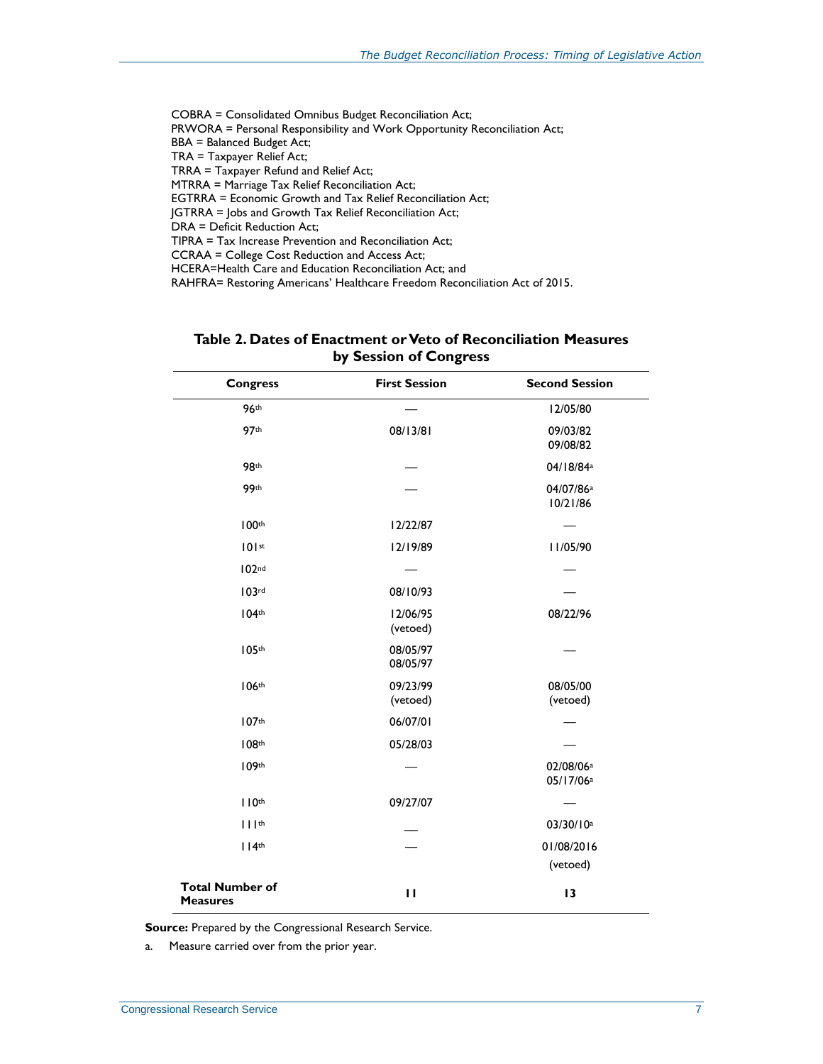COBRA = Consolidated Omnibus Budget Reconciliation Act;
PRWORA = Personal Responsibility and Work Opportunity Reconciliation Act;
BBA = Balanced Budget Act;
TRA = Taxpayer Relief Act;
TRRA = Taxpayer Refund and Relief Act;
MTRRA = Marriage Tax Relief Reconciliation Act;
EGTRRA = Economic Growth and Tax Relief Reconciliation Act;
JGTRRA = Jobs and Growth Tax Relief Reconciliation Act;
DRA = Deficit Reduction Act;
TIPRA = Tax Increase Prevention and Reconciliation Act;
CCRAA = College Cost Reduction and Access Act;
HCERA=Health Care and Education Reconciliation Act; and
RAHFRA= Restoring Americans' Healthcare Freedom Reconciliation Act of 2015.

**Table 2. Dates of Enactment or Veto of Reconciliation Measures by Session of Congress**

| Congress | First Session | Second Session |
| --- | --- | --- |
| 96th | — | 12/05/80 |
| 97th | 08/13/81 | 09/03/82<br>09/08/82 |
| 98th | — | 04/18/84[a] |
| 99th | — | 04/07/86[a]<br>10/21/86 |
| 100th | 12/22/87 | — |
| 101st | 12/19/89 | 11/05/90 |
| 102nd | — | — |
| 103rd | 08/10/93 | — |
| 104th | 12/06/95 (vetoed) | 08/22/96 |
| 105th | 08/05/97<br>08/05/97 | — |
| 106th | 09/23/99 (vetoed) | 08/05/00 (vetoed) |
| 107th | 06/07/01 | — |
| 108th | 05/28/03 | — |
| 109th | — | 02/08/06[a]<br>05/17/06[a] |
| 110th | 09/27/07 | — |
| 111th | — | 03/30/10[a] |
| 114th | — | 01/08/2016 (vetoed) |
| **Total Number of Measures** | **11** | **13** |

**Source:** Prepared by the Congressional Research Service.

a. Measure carried over from the prior year.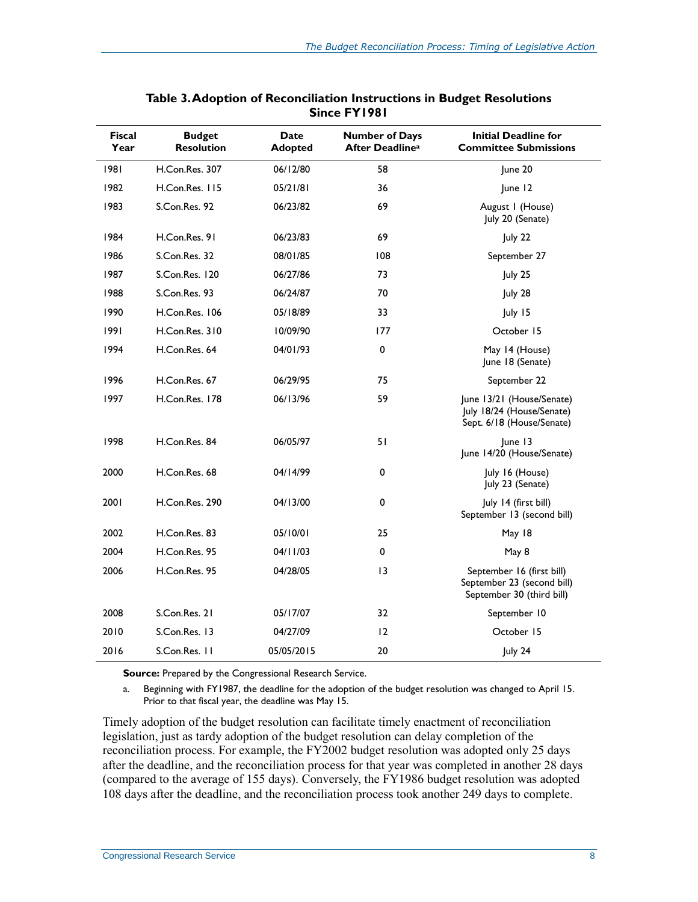**Table 3. Adoption of Reconciliation Instructions in Budget Resolutions Since FY1981**

| Fiscal Year | Budget Resolution | Date Adopted | Number of Days After Deadline[a] | Initial Deadline for Committee Submissions |
|---|---|---|---|---|
| 1981 | H.Con.Res. 307 | 06/12/80 | 58 | June 20 |
| 1982 | H.Con.Res. 115 | 05/21/81 | 36 | June 12 |
| 1983 | S.Con.Res. 92 | 06/23/82 | 69 | August 1 (House) July 20 (Senate) |
| 1984 | H.Con.Res. 91 | 06/23/83 | 69 | July 22 |
| 1986 | S.Con.Res. 32 | 08/01/85 | 108 | September 27 |
| 1987 | S.Con.Res. 120 | 06/27/86 | 73 | July 25 |
| 1988 | S.Con.Res. 93 | 06/24/87 | 70 | July 28 |
| 1990 | H.Con.Res. 106 | 05/18/89 | 33 | July 15 |
| 1991 | H.Con.Res. 310 | 10/09/90 | 177 | October 15 |
| 1994 | H.Con.Res. 64 | 04/01/93 | 0 | May 14 (House) June 18 (Senate) |
| 1996 | H.Con.Res. 67 | 06/29/95 | 75 | September 22 |
| 1997 | H.Con.Res. 178 | 06/13/96 | 59 | June 13/21 (House/Senate) July 18/24 (House/Senate) Sept. 6/18 (House/Senate) |
| 1998 | H.Con.Res. 84 | 06/05/97 | 51 | June 13 June 14/20 (House/Senate) |
| 2000 | H.Con.Res. 68 | 04/14/99 | 0 | July 16 (House) July 23 (Senate) |
| 2001 | H.Con.Res. 290 | 04/13/00 | 0 | July 14 (first bill) September 13 (second bill) |
| 2002 | H.Con.Res. 83 | 05/10/01 | 25 | May 18 |
| 2004 | H.Con.Res. 95 | 04/11/03 | 0 | May 8 |
| 2006 | H.Con.Res. 95 | 04/28/05 | 13 | September 16 (first bill) September 23 (second bill) September 30 (third bill) |
| 2008 | S.Con.Res. 21 | 05/17/07 | 32 | September 10 |
| 2010 | S.Con.Res. 13 | 04/27/09 | 12 | October 15 |
| 2016 | S.Con.Res. 11 | 05/05/2015 | 20 | July 24 |

**Source:** Prepared by the Congressional Research Service.

a. Beginning with FY1987, the deadline for the adoption of the budget resolution was changed to April 15. Prior to that fiscal year, the deadline was May 15.

Timely adoption of the budget resolution can facilitate timely enactment of reconciliation legislation, just as tardy adoption of the budget resolution can delay completion of the reconciliation process. For example, the FY2002 budget resolution was adopted only 25 days after the deadline, and the reconciliation process for that year was completed in another 28 days (compared to the average of 155 days). Conversely, the FY1986 budget resolution was adopted 108 days after the deadline, and the reconciliation process took another 249 days to complete.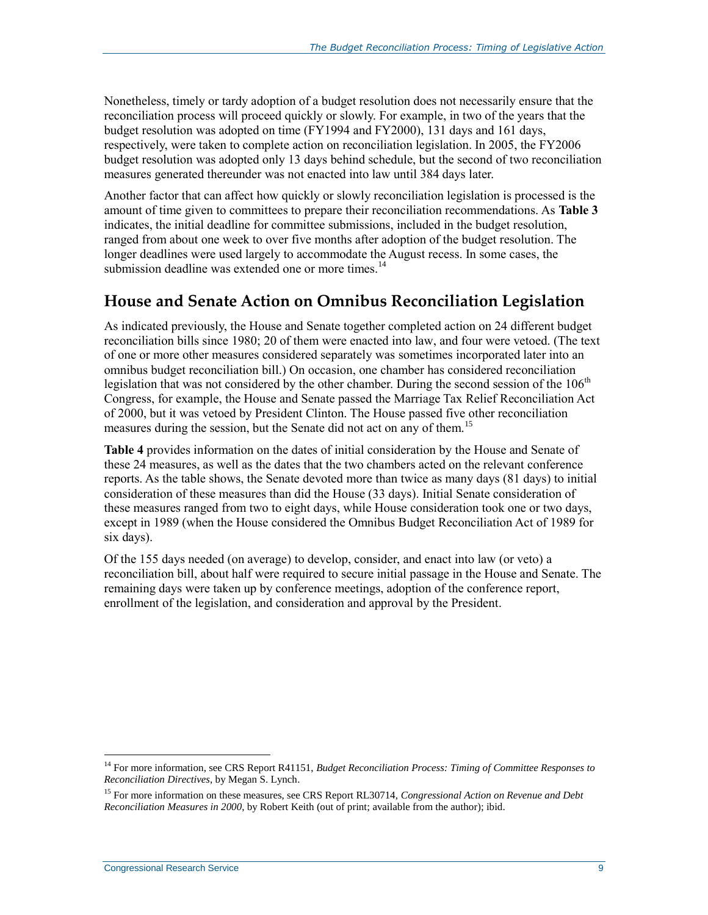Nonetheless, timely or tardy adoption of a budget resolution does not necessarily ensure that the reconciliation process will proceed quickly or slowly. For example, in two of the years that the budget resolution was adopted on time (FY1994 and FY2000), 131 days and 161 days, respectively, were taken to complete action on reconciliation legislation. In 2005, the FY2006 budget resolution was adopted only 13 days behind schedule, but the second of two reconciliation measures generated thereunder was not enacted into law until 384 days later.

Another factor that can affect how quickly or slowly reconciliation legislation is processed is the amount of time given to committees to prepare their reconciliation recommendations. As **Table 3** indicates, the initial deadline for committee submissions, included in the budget resolution, ranged from about one week to over five months after adoption of the budget resolution. The longer deadlines were used largely to accommodate the August recess. In some cases, the submission deadline was extended one or more times.[14]

## House and Senate Action on Omnibus Reconciliation Legislation

As indicated previously, the House and Senate together completed action on 24 different budget reconciliation bills since 1980; 20 of them were enacted into law, and four were vetoed. (The text of one or more other measures considered separately was sometimes incorporated later into an omnibus budget reconciliation bill.) On occasion, one chamber has considered reconciliation legislation that was not considered by the other chamber. During the second session of the 106th Congress, for example, the House and Senate passed the Marriage Tax Relief Reconciliation Act of 2000, but it was vetoed by President Clinton. The House passed five other reconciliation measures during the session, but the Senate did not act on any of them.[15]

**Table 4** provides information on the dates of initial consideration by the House and Senate of these 24 measures, as well as the dates that the two chambers acted on the relevant conference reports. As the table shows, the Senate devoted more than twice as many days (81 days) to initial consideration of these measures than did the House (33 days). Initial Senate consideration of these measures ranged from two to eight days, while House consideration took one or two days, except in 1989 (when the House considered the Omnibus Budget Reconciliation Act of 1989 for six days).

Of the 155 days needed (on average) to develop, consider, and enact into law (or veto) a reconciliation bill, about half were required to secure initial passage in the House and Senate. The remaining days were taken up by conference meetings, adoption of the conference report, enrollment of the legislation, and consideration and approval by the President.

[14] For more information, see CRS Report R41151, *Budget Reconciliation Process: Timing of Committee Responses to Reconciliation Directives*, by Megan S. Lynch.

[15] For more information on these measures, see CRS Report RL30714, *Congressional Action on Revenue and Debt Reconciliation Measures in 2000*, by Robert Keith (out of print; available from the author); ibid.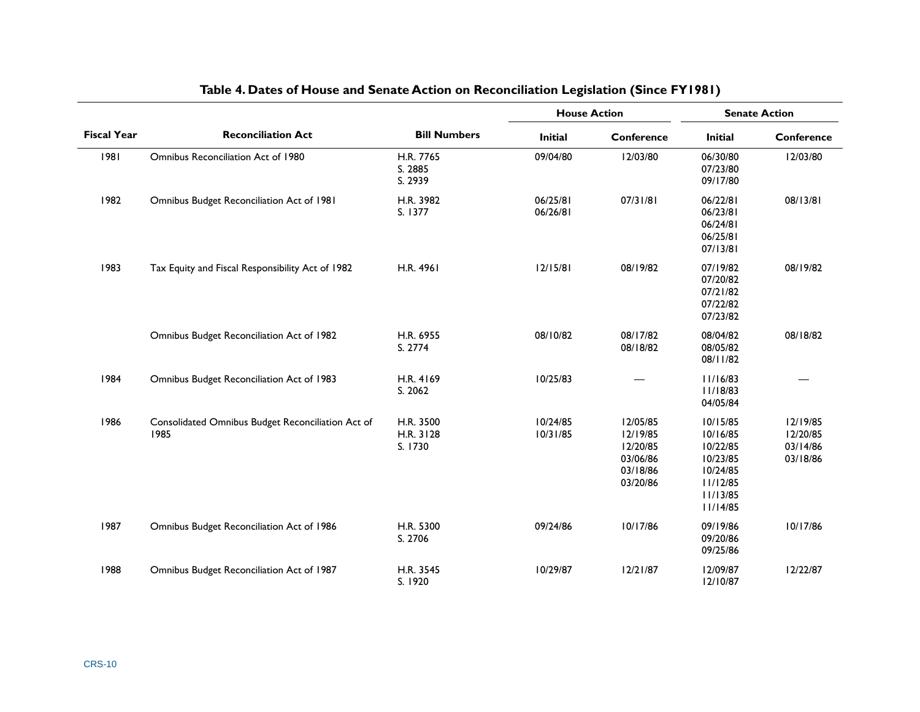**Table 4. Dates of House and Senate Action on Reconciliation Legislation (Since FY1981)**

| Fiscal Year | Reconciliation Act | Bill Numbers | House Action | | Senate Action | |
|---|---|---|---|---|---|---|
| | | | Initial | Conference | Initial | Conference |
| 1981 | Omnibus Reconciliation Act of 1980 | H.R. 7765<br>S. 2885<br>S. 2939 | 09/04/80 | 12/03/80 | 06/30/80<br>07/23/80<br>09/17/80 | 12/03/80 |
| 1982 | Omnibus Budget Reconciliation Act of 1981 | H.R. 3982<br>S. 1377 | 06/25/81<br>06/26/81 | 07/31/81 | 06/22/81<br>06/23/81<br>06/24/81<br>06/25/81<br>07/13/81 | 08/13/81 |
| 1983 | Tax Equity and Fiscal Responsibility Act of 1982 | H.R. 4961 | 12/15/81 | 08/19/82 | 07/19/82<br>07/20/82<br>07/21/82<br>07/22/82<br>07/23/82 | 08/19/82 |
| | Omnibus Budget Reconciliation Act of 1982 | H.R. 6955<br>S. 2774 | 08/10/82 | 08/17/82<br>08/18/82 | 08/04/82<br>08/05/82<br>08/11/82 | 08/18/82 |
| 1984 | Omnibus Budget Reconciliation Act of 1983 | H.R. 4169<br>S. 2062 | 10/25/83 | — | 11/16/83<br>11/18/83<br>04/05/84 | — |
| 1986 | Consolidated Omnibus Budget Reconciliation Act of 1985 | H.R. 3500<br>H.R. 3128<br>S. 1730 | 10/24/85<br>10/31/85 | 12/05/85<br>12/19/85<br>12/20/85<br>03/06/86<br>03/18/86<br>03/20/86 | 10/15/85<br>10/16/85<br>10/22/85<br>10/23/85<br>10/24/85<br>11/12/85<br>11/13/85<br>11/14/85 | 12/19/85<br>12/20/85<br>03/14/86<br>03/18/86 |
| 1987 | Omnibus Budget Reconciliation Act of 1986 | H.R. 5300<br>S. 2706 | 09/24/86 | 10/17/86 | 09/19/86<br>09/20/86<br>09/25/86 | 10/17/86 |
| 1988 | Omnibus Budget Reconciliation Act of 1987 | H.R. 3545<br>S. 1920 | 10/29/87 | 12/21/87 | 12/09/87<br>12/10/87 | 12/22/87 |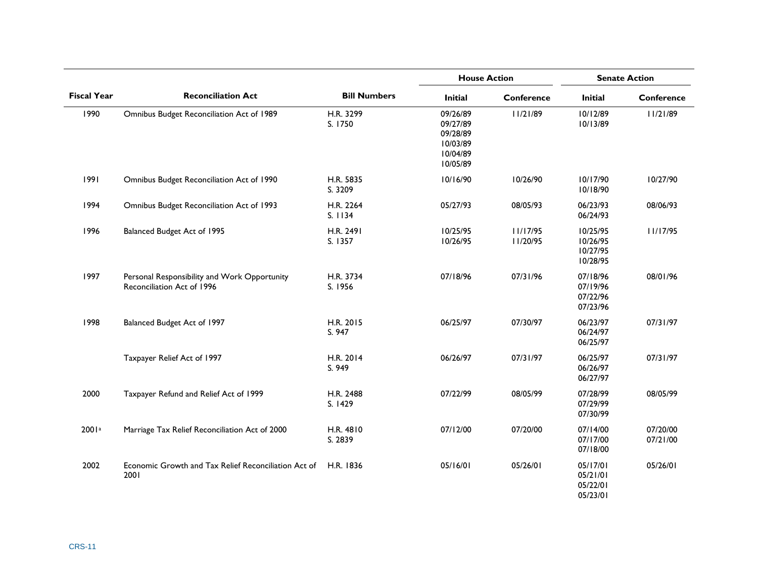| Fiscal Year | Reconciliation Act | Bill Numbers | House Action | | Senate Action | |
|---|---|---|---|---|---|---|
| | | | Initial | Conference | Initial | Conference |
| 1990 | Omnibus Budget Reconciliation Act of 1989 | H.R. 3299<br>S. 1750 | 09/26/89<br>09/27/89<br>09/28/89<br>10/03/89<br>10/04/89<br>10/05/89 | 11/21/89 | 10/12/89<br>10/13/89 | 11/21/89 |
| 1991 | Omnibus Budget Reconciliation Act of 1990 | H.R. 5835<br>S. 3209 | 10/16/90 | 10/26/90 | 10/17/90<br>10/18/90 | 10/27/90 |
| 1994 | Omnibus Budget Reconciliation Act of 1993 | H.R. 2264<br>S. 1134 | 05/27/93 | 08/05/93 | 06/23/93<br>06/24/93 | 08/06/93 |
| 1996 | Balanced Budget Act of 1995 | H.R. 2491<br>S. 1357 | 10/25/95<br>10/26/95 | 11/17/95<br>11/20/95 | 10/25/95<br>10/26/95<br>10/27/95<br>10/28/95 | 11/17/95 |
| 1997 | Personal Responsibility and Work Opportunity Reconciliation Act of 1996 | H.R. 3734<br>S. 1956 | 07/18/96 | 07/31/96 | 07/18/96<br>07/19/96<br>07/22/96<br>07/23/96 | 08/01/96 |
| 1998 | Balanced Budget Act of 1997 | H.R. 2015<br>S. 947 | 06/25/97 | 07/30/97 | 06/23/97<br>06/24/97<br>06/25/97 | 07/31/97 |
| | Taxpayer Relief Act of 1997 | H.R. 2014<br>S. 949 | 06/26/97 | 07/31/97 | 06/25/97<br>06/26/97<br>06/27/97 | 07/31/97 |
| 2000 | Taxpayer Refund and Relief Act of 1999 | H.R. 2488<br>S. 1429 | 07/22/99 | 08/05/99 | 07/28/99<br>07/29/99<br>07/30/99 | 08/05/99 |
| 2001[a] | Marriage Tax Relief Reconciliation Act of 2000 | H.R. 4810<br>S. 2839 | 07/12/00 | 07/20/00 | 07/14/00<br>07/17/00<br>07/18/00 | 07/20/00<br>07/21/00 |
| 2002 | Economic Growth and Tax Relief Reconciliation Act of 2001 | H.R. 1836 | 05/16/01 | 05/26/01 | 05/17/01<br>05/21/01<br>05/22/01<br>05/23/01 | 05/26/01 |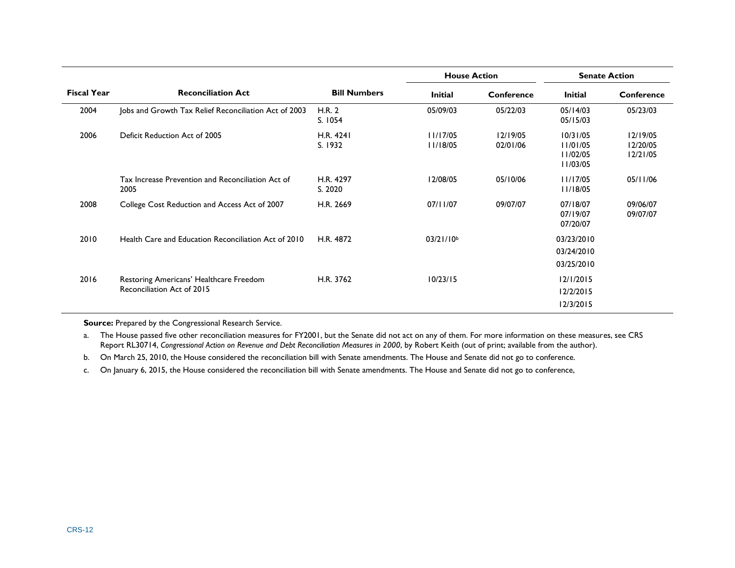| Fiscal Year | Reconciliation Act | Bill Numbers | House Action | | Senate Action | |
|---|---|---|---|---|---|---|
| | | | Initial | Conference | Initial | Conference |
| 2004 | Jobs and Growth Tax Relief Reconciliation Act of 2003 | H.R. 2<br>S. 1054 | 05/09/03 | 05/22/03 | 05/14/03<br>05/15/03 | 05/23/03 |
| 2006 | Deficit Reduction Act of 2005 | H.R. 4241<br>S. 1932 | 11/17/05<br>11/18/05 | 12/19/05<br>02/01/06 | 10/31/05<br>11/01/05<br>11/02/05<br>11/03/05 | 12/19/05<br>12/20/05<br>12/21/05 |
| | Tax Increase Prevention and Reconciliation Act of 2005 | H.R. 4297<br>S. 2020 | 12/08/05 | 05/10/06 | 11/17/05<br>11/18/05 | 05/11/06 |
| 2008 | College Cost Reduction and Access Act of 2007 | H.R. 2669 | 07/11/07 | 09/07/07 | 07/18/07<br>07/19/07<br>07/20/07 | 09/06/07<br>09/07/07 |
| 2010 | Health Care and Education Reconciliation Act of 2010 | H.R. 4872 | 03/21/10[b] | | 03/23/2010<br>03/24/2010<br>03/25/2010 | |
| 2016 | Restoring Americans' Healthcare Freedom Reconciliation Act of 2015 | H.R. 3762 | 10/23/15 | | 12/1/2015<br>12/2/2015<br>12/3/2015 | |

**Source:** Prepared by the Congressional Research Service.

a. The House passed five other reconciliation measures for FY2001, but the Senate did not act on any of them. For more information on these measures, see CRS Report RL30714, *Congressional Action on Revenue and Debt Reconciliation Measures in 2000*, by Robert Keith (out of print; available from the author).

b. On March 25, 2010, the House considered the reconciliation bill with Senate amendments. The House and Senate did not go to conference.

c. On January 6, 2015, the House considered the reconciliation bill with Senate amendments. The House and Senate did not go to conference,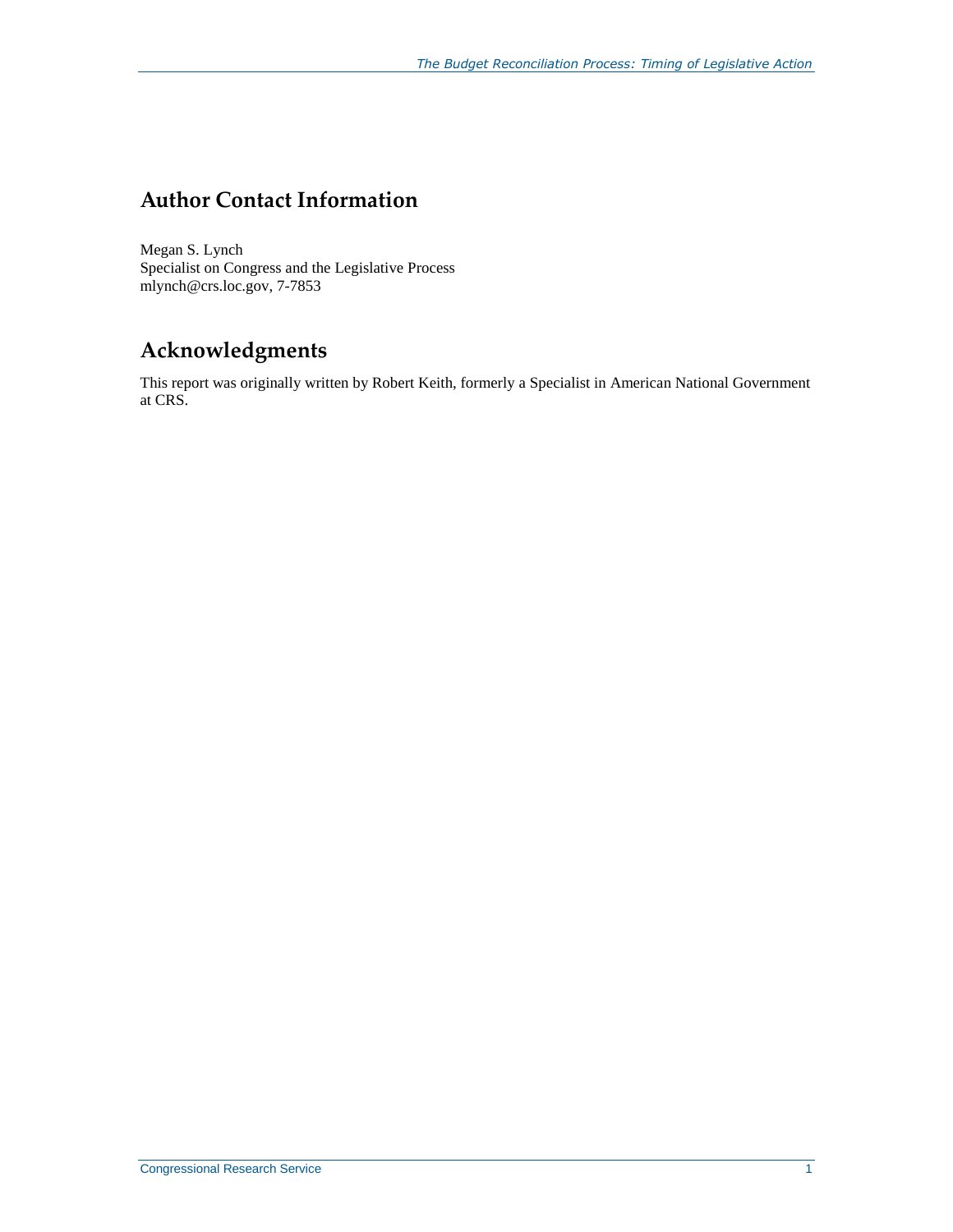## Author Contact Information

Megan S. Lynch
Specialist on Congress and the Legislative Process
mlynch@crs.loc.gov, 7-7853

## Acknowledgments

This report was originally written by Robert Keith, formerly a Specialist in American National Government at CRS.